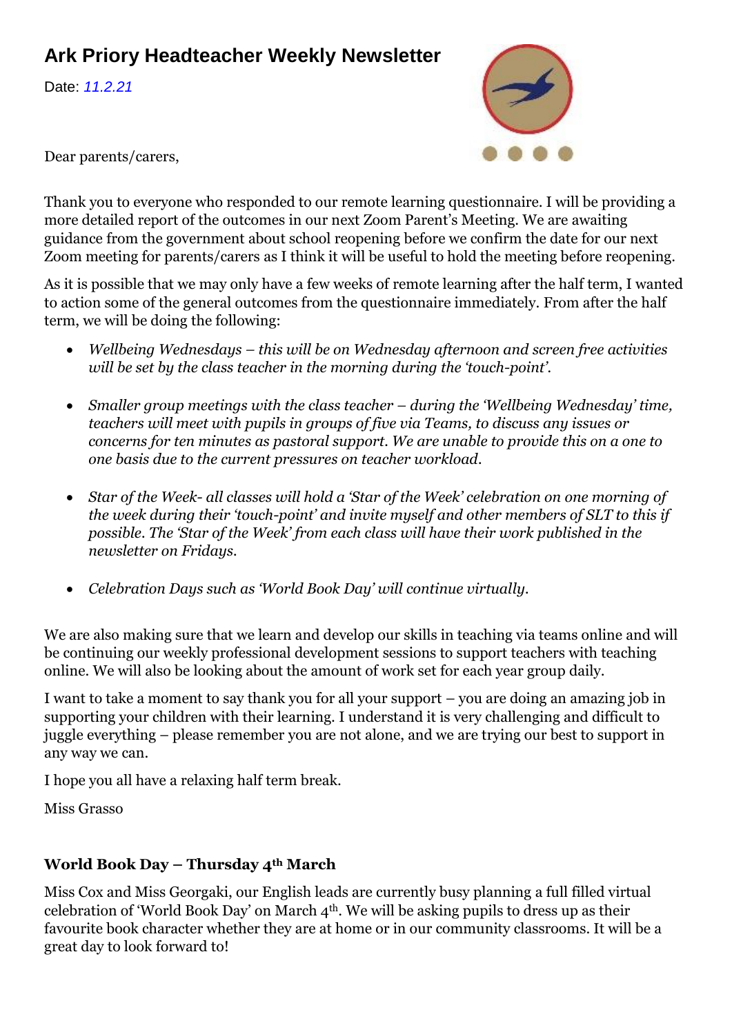# Ark Priory Headteacher Weekly Newsletter

Date: *11.2.21*

Dear parents/carers,

Thank you to everyone who responded to our remote learning questionnaire. I will be providing a more detailed report of the outcomes in our next Zoom Parent's Meeting. We are awaiting guidance from the government about school reopening before we confirm the date for our next Zoom meeting for parents/carers as I think it will be useful to hold the meeting before reopening.

As it is possible that we may only have a few weeks of remote learning after the half term, I wanted to action some of the general outcomes from the questionnaire immediately. From after the half term, we will be doing the following:

- *Wellbeing Wednesdays – this will be on Wednesday afternoon and screen free activities will be set by the class teacher in the morning during the 'touch-point'.*
- *Smaller group meetings with the class teacher – during the 'Wellbeing Wednesday' time, teachers will meet with pupils in groups of five via Teams, to discuss any issues or concerns for ten minutes as pastoral support. We are unable to provide this on a one to one basis due to the current pressures on teacher workload.*
- *Star of the Week- all classes will hold a 'Star of the Week' celebration on one morning of the week during their 'touch-point' and invite myself and other members of SLT to this if possible. The 'Star of the Week' from each class will have their work published in the newsletter on Fridays.*
- *Celebration Days such as 'World Book Day' will continue virtually.*

We are also making sure that we learn and develop our skills in teaching via teams online and will be continuing our weekly professional development sessions to support teachers with teaching online. We will also be looking about the amount of work set for each year group daily.

I want to take a moment to say thank you for all your support – you are doing an amazing job in supporting your children with their learning. I understand it is very challenging and difficult to juggle everything – please remember you are not alone, and we are trying our best to support in any way we can.

I hope you all have a relaxing half term break.

Miss Grasso

**World Book Day – Thursday 4th March**

Miss Cox and Miss Georgaki, our English leads are currently busy planning a full filled virtual celebration of 'World Book Day' on March 4th. We will be asking pupils to dress up as their favourite book character whether they are at home or in our community classrooms. It will be a great day to look forward to!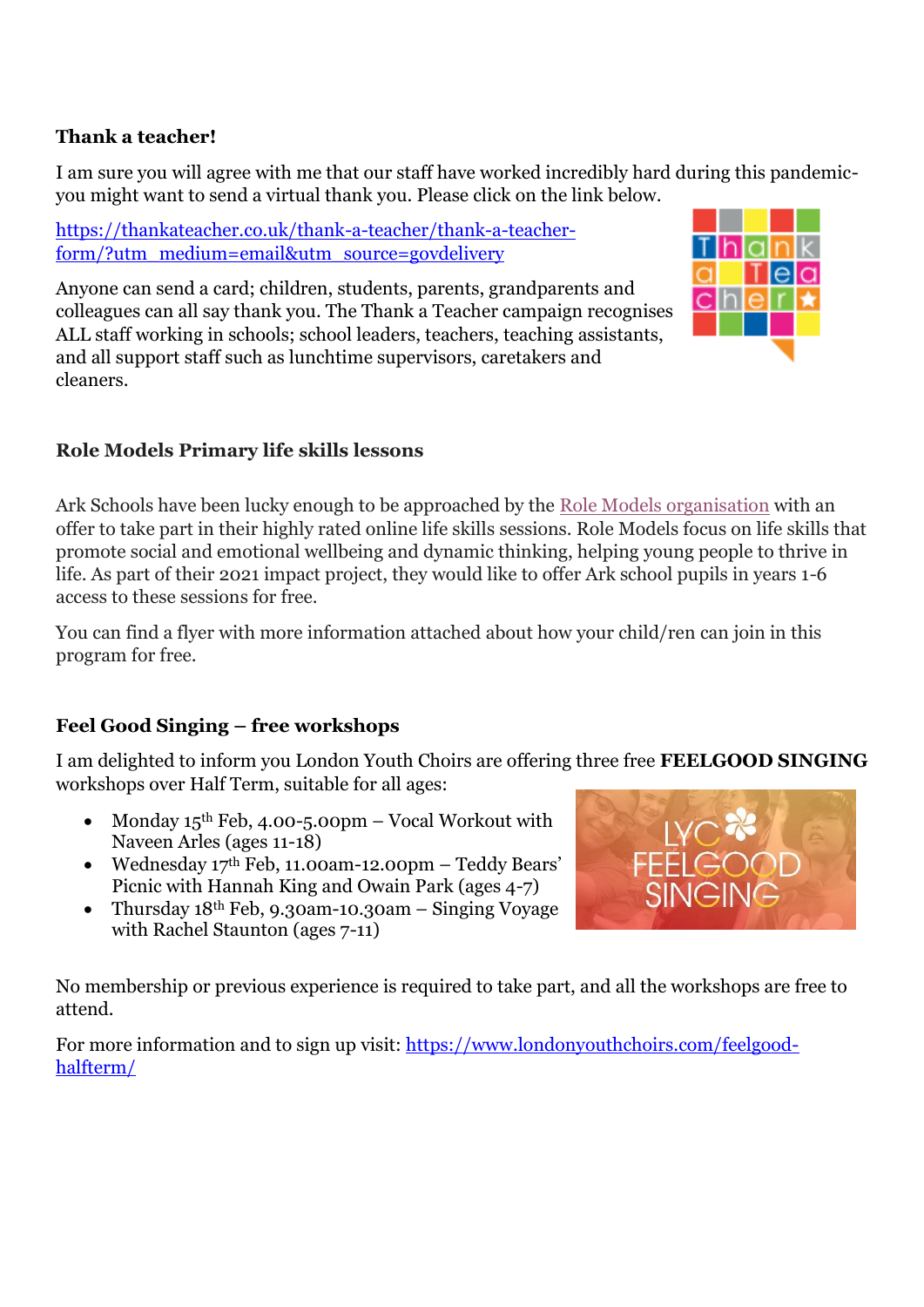**Thank a teacher!**

I am sure you will agree with me that our staff have worked incredibly hard during this pandemic- you might want to send a virtual thank you. Please click on the link below.

https://thankateacher.co.uk/thank-a-teacher/thank-a-teacher-form/?utm_medium=email&utm_source=govdelivery

Anyone can send a card; children, students, parents, grandparents and colleagues can all say thank you. The Thank a Teacher campaign recognises ALL staff working in schools; school leaders, teachers, teaching assistants, and all support staff such as lunchtime supervisors, caretakers and cleaners.

**Role Models Primary life skills lessons**

Ark Schools have been lucky enough to be approached by the Role Models organisation with an offer to take part in their highly rated online life skills sessions. Role Models focus on life skills that promote social and emotional wellbeing and dynamic thinking, helping young people to thrive in life. As part of their 2021 impact project, they would like to offer Ark school pupils in years 1-6 access to these sessions for free.

You can find a flyer with more information attached about how your child/ren can join in this program for free.

**Feel Good Singing – free workshops**

I am delighted to inform you London Youth Choirs are offering three free **FEELGOOD SINGING** workshops over Half Term, suitable for all ages:

- Monday 15th Feb, 4.00-5.00pm – Vocal Workout with Naveen Arles (ages 11-18)
- Wednesday 17th Feb, 11.00am-12.00pm – Teddy Bears' Picnic with Hannah King and Owain Park (ages 4-7)
- Thursday 18th Feb, 9.30am-10.30am – Singing Voyage with Rachel Staunton (ages 7-11)

No membership or previous experience is required to take part, and all the workshops are free to attend.

For more information and to sign up visit: https://www.londonyouthchoirs.com/feelgood-halfterm/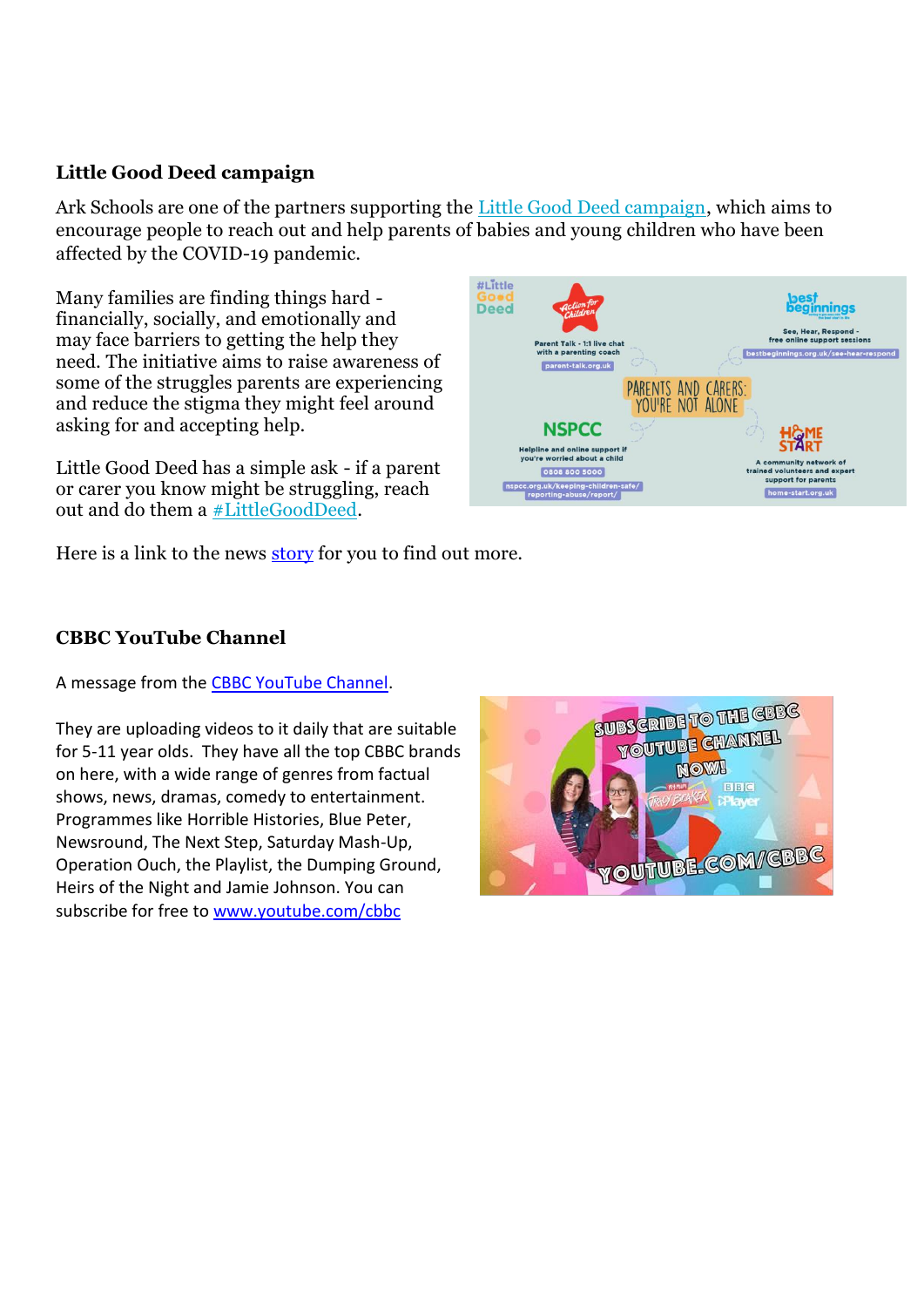## Little Good Deed campaign

Ark Schools are one of the partners supporting the Little Good Deed campaign, which aims to encourage people to reach out and help parents of babies and young children who have been affected by the COVID-19 pandemic.

Many families are finding things hard - financially, socially, and emotionally and may face barriers to getting the help they need. The initiative aims to raise awareness of some of the struggles parents are experiencing and reduce the stigma they might feel around asking for and accepting help.

Little Good Deed has a simple ask - if a parent or carer you know might be struggling, reach out and do them a #LittleGoodDeed.

Here is a link to the news story for you to find out more.

## CBBC YouTube Channel

A message from the CBBC YouTube Channel.

They are uploading videos to it daily that are suitable for 5-11 year olds. They have all the top CBBC brands on here, with a wide range of genres from factual shows, news, dramas, comedy to entertainment. Programmes like Horrible Histories, Blue Peter, Newsround, The Next Step, Saturday Mash-Up, Operation Ouch, the Playlist, the Dumping Ground, Heirs of the Night and Jamie Johnson. You can subscribe for free to www.youtube.com/cbbc